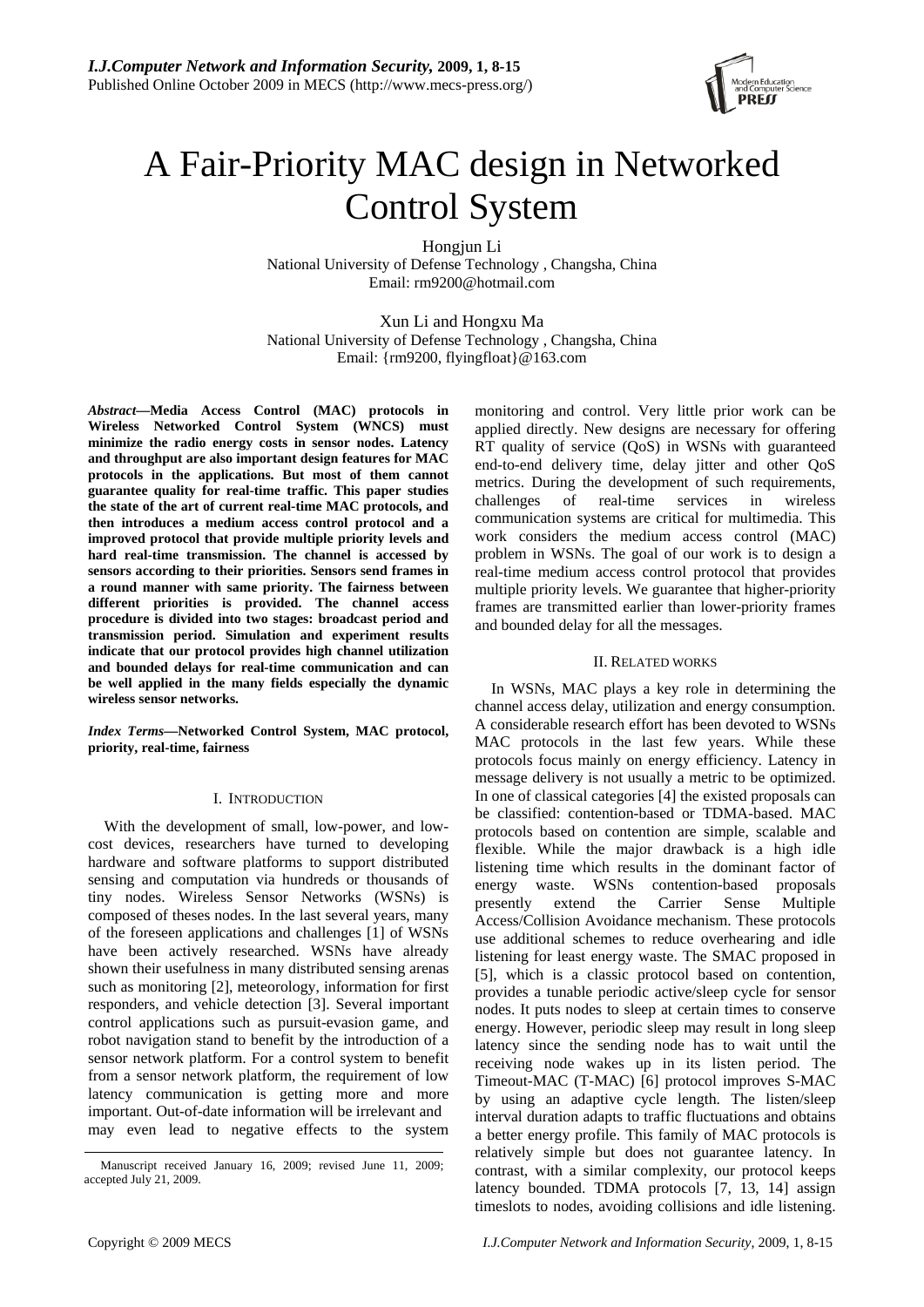# A Fair-Priority MAC design in Networked Control System

Hongjun Li
National University of Defense Technology , Changsha, China
Email: rm9200@hotmail.com

Xun Li and Hongxu Ma
National University of Defense Technology , Changsha, China
Email: {rm9200, flyingfloat}@163.com

***Abstract*—Media Access Control (MAC) protocols in Wireless Networked Control System (WNCS) must minimize the radio energy costs in sensor nodes. Latency and throughput are also important design features for MAC protocols in the applications. But most of them cannot guarantee quality for real-time traffic. This paper studies the state of the art of current real-time MAC protocols, and then introduces a medium access control protocol and a improved protocol that provide multiple priority levels and hard real-time transmission. The channel is accessed by sensors according to their priorities. Sensors send frames in a round manner with same priority. The fairness between different priorities is provided. The channel access procedure is divided into two stages: broadcast period and transmission period. Simulation and experiment results indicate that our protocol provides high channel utilization and bounded delays for real-time communication and can be well applied in the many fields especially the dynamic wireless sensor networks.**

***Index Terms*—Networked Control System, MAC protocol, priority, real-time, fairness**

## I. Introduction

With the development of small, low-power, and low-cost devices, researchers have turned to developing hardware and software platforms to support distributed sensing and computation via hundreds or thousands of tiny nodes. Wireless Sensor Networks (WSNs) is composed of theses nodes. In the last several years, many of the foreseen applications and challenges [1] of WSNs have been actively researched. WSNs have already shown their usefulness in many distributed sensing arenas such as monitoring [2], meteorology, information for first responders, and vehicle detection [3]. Several important control applications such as pursuit-evasion game, and robot navigation stand to benefit by the introduction of a sensor network platform. For a control system to benefit from a sensor network platform, the requirement of low latency communication is getting more and more important. Out-of-date information will be irrelevant and may even lead to negative effects to the system monitoring and control. Very little prior work can be applied directly. New designs are necessary for offering RT quality of service (QoS) in WSNs with guaranteed end-to-end delivery time, delay jitter and other QoS metrics. During the development of such requirements, challenges of real-time services in wireless communication systems are critical for multimedia. This work considers the medium access control (MAC) problem in WSNs. The goal of our work is to design a real-time medium access control protocol that provides multiple priority levels. We guarantee that higher-priority frames are transmitted earlier than lower-priority frames and bounded delay for all the messages.

Manuscript received January 16, 2009; revised June 11, 2009; accepted July 21, 2009.

## II. Related works

In WSNs, MAC plays a key role in determining the channel access delay, utilization and energy consumption. A considerable research effort has been devoted to WSNs MAC protocols in the last few years. While these protocols focus mainly on energy efficiency. Latency in message delivery is not usually a metric to be optimized. In one of classical categories [4] the existed proposals can be classified: contention-based or TDMA-based. MAC protocols based on contention are simple, scalable and flexible. While the major drawback is a high idle listening time which results in the dominant factor of energy waste. WSNs contention-based proposals presently extend the Carrier Sense Multiple Access/Collision Avoidance mechanism. These protocols use additional schemes to reduce overhearing and idle listening for least energy waste. The SMAC proposed in [5], which is a classic protocol based on contention, provides a tunable periodic active/sleep cycle for sensor nodes. It puts nodes to sleep at certain times to conserve energy. However, periodic sleep may result in long sleep latency since the sending node has to wait until the receiving node wakes up in its listen period. The Timeout-MAC (T-MAC) [6] protocol improves S-MAC by using an adaptive cycle length. The listen/sleep interval duration adapts to traffic fluctuations and obtains a better energy profile. This family of MAC protocols is relatively simple but does not guarantee latency. In contrast, with a similar complexity, our protocol keeps latency bounded. TDMA protocols [7, 13, 14] assign timeslots to nodes, avoiding collisions and idle listening.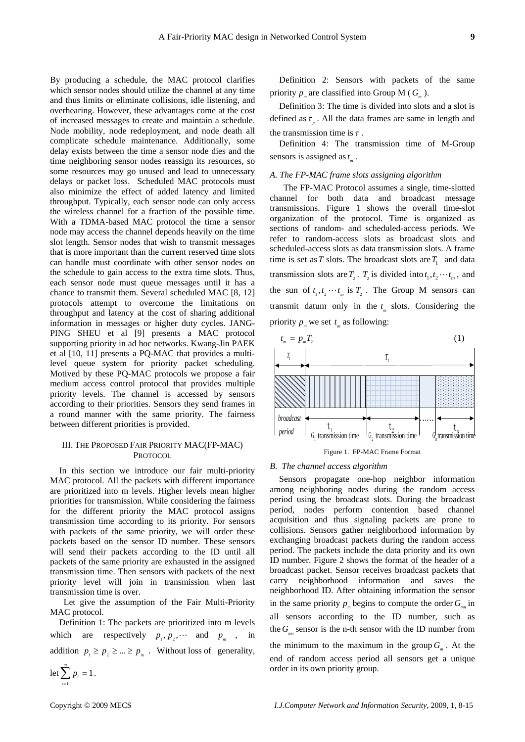By producing a schedule, the MAC protocol clarifies which sensor nodes should utilize the channel at any time and thus limits or eliminate collisions, idle listening, and overhearing. However, these advantages come at the cost of increased messages to create and maintain a schedule. Node mobility, node redeployment, and node death all complicate schedule maintenance. Additionally, some delay exists between the time a sensor node dies and the time neighboring sensor nodes reassign its resources, so some resources may go unused and lead to unnecessary delays or packet loss. Scheduled MAC protocols must also minimize the effect of added latency and limited throughput. Typically, each sensor node can only access the wireless channel for a fraction of the possible time. With a TDMA-based MAC protocol the time a sensor node may access the channel depends heavily on the time slot length. Sensor nodes that wish to transmit messages that is more important than the current reserved time slots can handle must coordinate with other sensor nodes on the schedule to gain access to the extra time slots. Thus, each sensor node must queue messages until it has a chance to transmit them. Several scheduled MAC [8, 12] protocols attempt to overcome the limitations on throughput and latency at the cost of sharing additional information in messages or higher duty cycles. JANG-PING SHEU et al [9] presents a MAC protocol supporting priority in ad hoc networks. Kwang-Jin PAEK et al [10, 11] presents a PQ-MAC that provides a multi-level queue system for priority packet scheduling. Motived by these PQ-MAC protocols we propose a fair medium access control protocol that provides multiple priority levels. The channel is accessed by sensors according to their priorities. Sensors they send frames in a round manner with the same priority. The fairness between different priorities is provided.

## III. The Proposed Fair Priority MAC(FP-MAC) Protocol

In this section we introduce our fair multi-priority MAC protocol. All the packets with different importance are prioritized into m levels. Higher levels mean higher priorities for transmission. While considering the fairness for the different priority the MAC protocol assigns transmission time according to its priority. For sensors with packets of the same priority, we will order these packets based on the sensor ID number. These sensors will send their packets according to the ID until all packets of the same priority are exhausted in the assigned transmission time. Then sensors with packets of the next priority level will join in transmission when last transmission time is over.

Let give the assumption of the Fair Multi-Priority MAC protocol.

Definition 1: The packets are prioritized into m levels which are respectively $p_1, p_2, \cdots$ and $p_m$, in addition $p_1 \geq p_2 \geq ... \geq p_m$. Without loss of generality, let $\sum_{i=1}^{m} p_i = 1$.

Definition 2: Sensors with packets of the same priority $p_m$ are classified into Group M ( $G_m$ ).

Definition 3: The time is divided into slots and a slot is defined as $\tau_p$. All the data frames are same in length and the transmission time is $\tau$.

Definition 4: The transmission time of M-Group sensors is assigned as $t_m$.

### *A. The FP-MAC frame slots assigning algorithm*

The FP-MAC Protocol assumes a single, time-slotted channel for both data and broadcast message transmissions. Figure 1 shows the overall time-slot organization of the protocol. Time is organized as sections of random- and scheduled-access periods. We refer to random-access slots as broadcast slots and scheduled-access slots as data transmission slots. A frame time is set as $T$ slots. The broadcast slots are $T_1$ and data transmission slots are $T_2$. $T_2$ is divided into $t_1, t_2 \cdots t_m$, and the sun of $t_1, t_2 \cdots t_m$ is $T_2$. The Group M sensors can transmit datum only in the $t_m$ slots. Considering the priority $p_m$ we set $t_m$ as following:

$$t_m = p_m T_2 \tag{1}$$

Figure 1. FP-MAC Frame Format

### *B. The channel access algorithm*

Sensors propagate one-hop neighbor information among neighboring nodes during the random access period using the broadcast slots. During the broadcast period, nodes perform contention based channel acquisition and thus signaling packets are prone to collisions. Sensors gather neighborhood information by exchanging broadcast packets during the random access period. The packets include the data priority and its own ID number. Figure 2 shows the format of the header of a broadcast packet. Sensor receives broadcast packets that carry neighborhood information and saves the neighborhood ID. After obtaining information the sensor in the same priority $p_m$ begins to compute the order $G_{mn}$ in all sensors according to the ID number, such as the $G_{mn}$ sensor is the n-th sensor with the ID number from the minimum to the maximum in the group $G_m$. At the end of random access period all sensors get a unique order in its own priority group.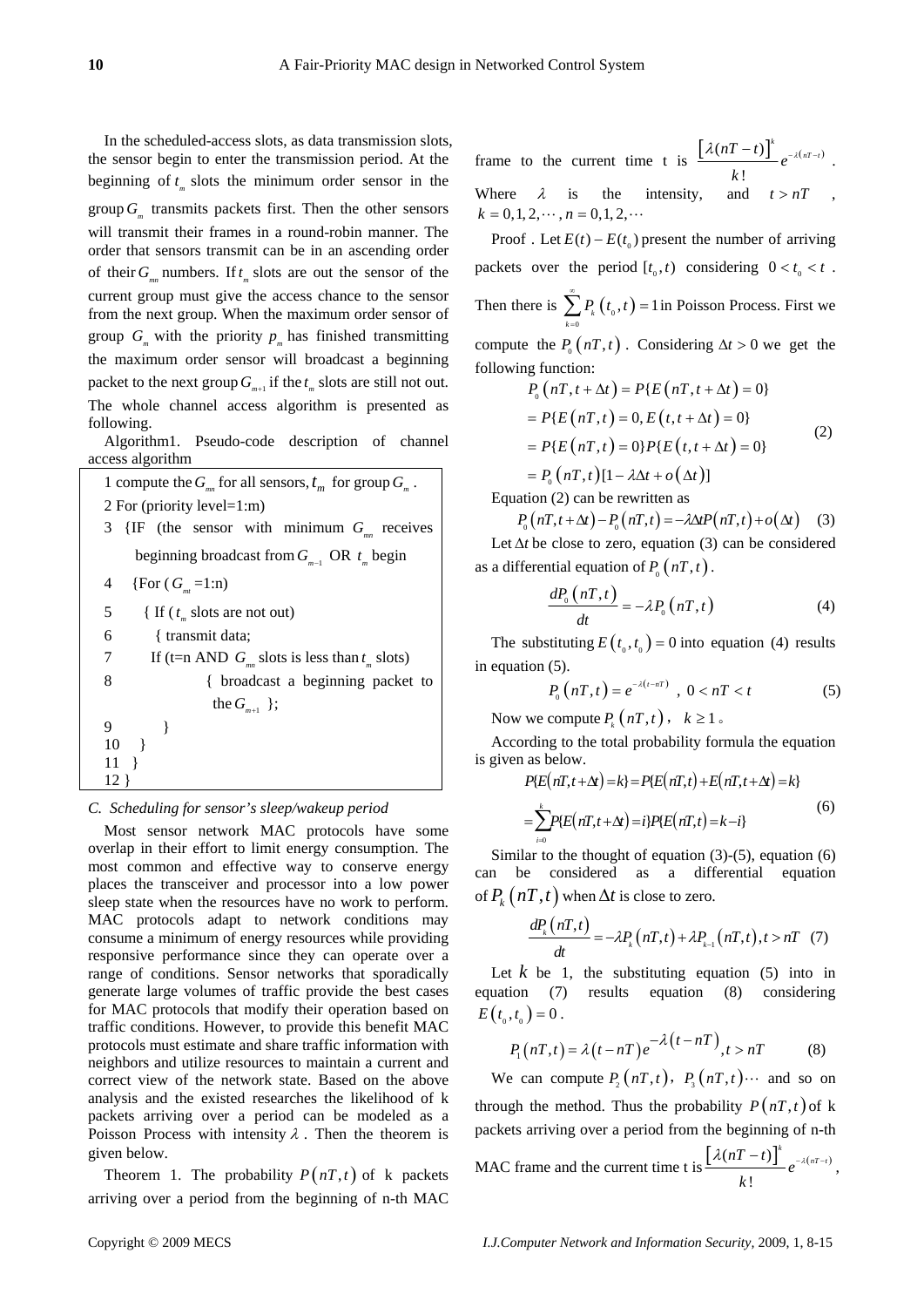In the scheduled-access slots, as data transmission slots, the sensor begin to enter the transmission period. At the beginning of $t_m$ slots the minimum order sensor in the group $G_m$ transmits packets first. Then the other sensors will transmit their frames in a round-robin manner. The order that sensors transmit can be in an ascending order of their $G_{mn}$ numbers. If $t_m$ slots are out the sensor of the current group must give the access chance to the sensor from the next group. When the maximum order sensor of group $G_m$ with the priority $p_m$ has finished transmitting the maximum order sensor will broadcast a beginning packet to the next group $G_{m+1}$ if the $t_m$ slots are still not out. The whole channel access algorithm is presented as following.

Algorithm1. Pseudo-code description of channel access algorithm

```
1 compute the G_mn for all sensors, t_m for group G_m .
2 For (priority level=1:m)
3  {IF (the sensor with minimum G_mn receives
      beginning broadcast from G_{m-1} OR t_m begin
4    {For ( G_mt =1:n)
5      { If ( t_m slots are not out)
6        { transmit data;
7        If (t=n AND G_mn slots is less than t_m slots)
8              { broadcast a beginning packet to
                 the G_{m+1} };
9          }
10   }
11  }
12 }
```

### C. Scheduling for sensor's sleep/wakeup period

Most sensor network MAC protocols have some overlap in their effort to limit energy consumption. The most common and effective way to conserve energy places the transceiver and processor into a low power sleep state when the resources have no work to perform. MAC protocols adapt to network conditions may consume a minimum of energy resources while providing responsive performance since they can operate over a range of conditions. Sensor networks that sporadically generate large volumes of traffic provide the best cases for MAC protocols that modify their operation based on traffic conditions. However, to provide this benefit MAC protocols must estimate and share traffic information with neighbors and utilize resources to maintain a current and correct view of the network state. Based on the above analysis and the existed researches the likelihood of k packets arriving over a period can be modeled as a Poisson Process with intensity $\lambda$. Then the theorem is given below.

Theorem 1. The probability $P(nT,t)$ of k packets arriving over a period from the beginning of n-th MAC frame to the current time t is $\dfrac{\left[\lambda(nT-t)\right]^k}{k!}e^{-\lambda(nT-t)}$. Where $\lambda$ is the intensity, and $t > nT$, $k = 0,1,2,\cdots$, $n = 0,1,2,\cdots$

Proof . Let $E(t)-E(t_0)$ present the number of arriving packets over the period $[t_0,t)$ considering $0 < t_0 < t$. Then there is $\sum_{k=0}^{\infty} P_k(t_0,t) = 1$ in Poisson Process. First we compute the $P_0(nT,t)$. Considering $\Delta t > 0$ we get the following function:

$$
\begin{aligned}
P_0(nT,t+\Delta t) &= P\{E(nT,t+\Delta t)=0\} \\
&= P\{E(nT,t)=0, E(t,t+\Delta t)=0\} \\
&= P\{E(nT,t)=0\}P\{E(t,t+\Delta t)=0\} \\
&= P_0(nT,t)[1-\lambda\Delta t + o(\Delta t)]
\end{aligned}
\tag{2}
$$

Equation (2) can be rewritten as

$$
P_0(nT,t+\Delta t) - P_0(nT,t) = -\lambda\Delta t P(nT,t) + o(\Delta t) \tag{3}
$$

Let $\Delta t$ be close to zero, equation (3) can be considered as a differential equation of $P_0(nT,t)$.

$$
\frac{dP_0(nT,t)}{dt} = -\lambda P_0(nT,t) \tag{4}
$$

The substituting $E(t_0,t_0)=0$ into equation (4) results in equation (5).

$$
P_0(nT,t) = e^{-\lambda(t-nT)}, \quad 0 < nT < t \tag{5}
$$

Now we compute $P_k(nT,t)$, $k \ge 1$。

According to the total probability formula the equation is given as below.

$$
\begin{aligned}
&P\{E(nT,t+\Delta t)=k\} = P\{E(nT,t)+E(nT,t+\Delta t)=k\} \\
&= \sum_{i=0}^{k} P\{E(nT,t+\Delta t)=i\}P\{E(nT,t)=k-i\}
\end{aligned}
\tag{6}
$$

Similar to the thought of equation (3)-(5), equation (6) can be considered as a differential equation of $P_k(nT,t)$ when $\Delta t$ is close to zero.

$$
\frac{dP_k(nT,t)}{dt} = -\lambda P_k(nT,t) + \lambda P_{k-1}(nT,t), t > nT \tag{7}
$$

Let $k$ be 1, the substituting equation (5) into in equation (7) results equation (8) considering $E(t_0,t_0)=0$.

$$
P_1(nT,t) = \lambda(t-nT)e^{-\lambda(t-nT)}, t > nT \tag{8}
$$

We can compute $P_2(nT,t)$, $P_3(nT,t)\cdots$ and so on through the method. Thus the probability $P(nT,t)$ of k packets arriving over a period from the beginning of n-th MAC frame and the current time t is $\dfrac{\left[\lambda(nT-t)\right]^k}{k!}e^{-\lambda(nT-t)}$,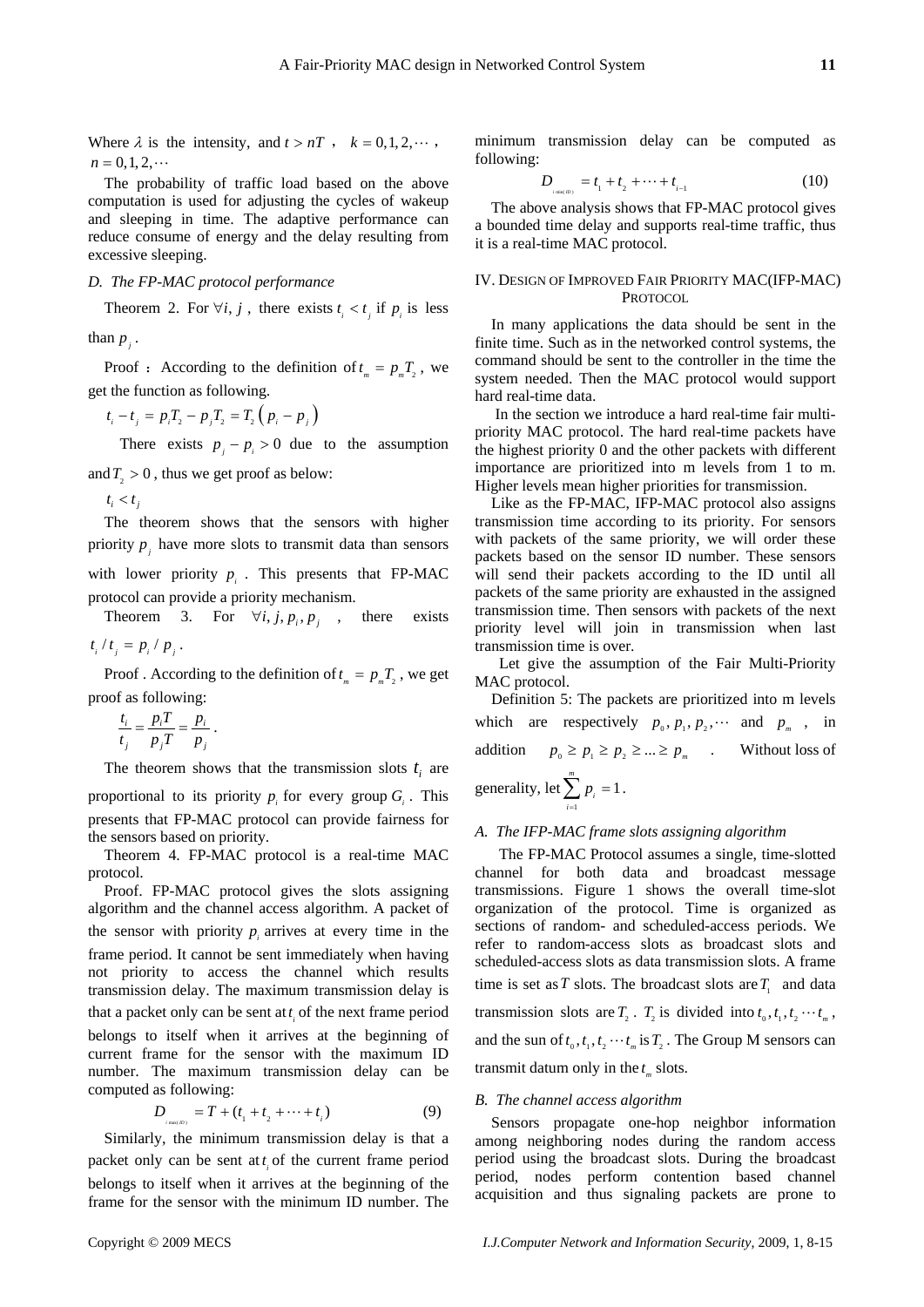Where $\lambda$ is the intensity, and $t > nT$ , $k = 0,1,2,\cdots$ , $n = 0,1,2,\cdots$

The probability of traffic load based on the above computation is used for adjusting the cycles of wakeup and sleeping in time. The adaptive performance can reduce consume of energy and the delay resulting from excessive sleeping.

### D. The FP-MAC protocol performance

Theorem 2. For $\forall i, j$ , there exists $t_i < t_j$ if $p_i$ is less than $p_j$ .

Proof : According to the definition of $t_m = p_m T_2$ , we get the function as following.

$$t_i - t_j = p_i T_2 - p_j T_2 = T_2 \left( p_i - p_j \right)$$

There exists $p_j - p_i > 0$ due to the assumption and $T_2 > 0$ , thus we get proof as below:

$$t_i < t_j$$

The theorem shows that the sensors with higher priority $p_j$ have more slots to transmit data than sensors with lower priority $p_i$ . This presents that FP-MAC protocol can provide a priority mechanism.

Theorem 3. For $\forall i, j, p_i, p_j$ , there exists $t_i / t_j = p_i / p_j$ .

Proof . According to the definition of $t_m = p_m T_2$ , we get proof as following:

$$\frac{t_i}{t_j} = \frac{p_i T}{p_j T} = \frac{p_i}{p_j} .$$

The theorem shows that the transmission slots $t_i$ are proportional to its priority $p_i$ for every group $G_i$ . This presents that FP-MAC protocol can provide fairness for the sensors based on priority.

Theorem 4. FP-MAC protocol is a real-time MAC protocol.

Proof. FP-MAC protocol gives the slots assigning algorithm and the channel access algorithm. A packet of the sensor with priority $p_i$ arrives at every time in the frame period. It cannot be sent immediately when having not priority to access the channel which results transmission delay. The maximum transmission delay is that a packet only can be sent at $t_i$ of the next frame period belongs to itself when it arrives at the beginning of current frame for the sensor with the maximum ID number. The maximum transmission delay can be computed as following:

$$D_{i\max(ID)} = T + (t_1 + t_2 + \cdots + t_i) \tag{9}$$

Similarly, the minimum transmission delay is that a packet only can be sent at $t_i$ of the current frame period belongs to itself when it arrives at the beginning of the frame for the sensor with the minimum ID number. The minimum transmission delay can be computed as following:

$$D_{i\min(ID)} = t_1 + t_2 + \cdots + t_{i-1} \tag{10}$$

The above analysis shows that FP-MAC protocol gives a bounded time delay and supports real-time traffic, thus it is a real-time MAC protocol.

## IV. Design of Improved Fair Priority MAC(IFP-MAC) Protocol

In many applications the data should be sent in the finite time. Such as in the networked control systems, the command should be sent to the controller in the time the system needed. Then the MAC protocol would support hard real-time data.

In the section we introduce a hard real-time fair multi-priority MAC protocol. The hard real-time packets have the highest priority 0 and the other packets with different importance are prioritized into m levels from 1 to m. Higher levels mean higher priorities for transmission.

Like as the FP-MAC, IFP-MAC protocol also assigns transmission time according to its priority. For sensors with packets of the same priority, we will order these packets based on the sensor ID number. These sensors will send their packets according to the ID until all packets of the same priority are exhausted in the assigned transmission time. Then sensors with packets of the next priority level will join in transmission when last transmission time is over.

Let give the assumption of the Fair Multi-Priority MAC protocol.

Definition 5: The packets are prioritized into m levels which are respectively $p_0, p_1, p_2, \cdots$ and $p_m$ , in addition $p_0 \geq p_1 \geq p_2 \geq ... \geq p_m$ . Without loss of generality, let $\sum_{i=1}^{m} p_i = 1$ .

### A. The IFP-MAC frame slots assigning algorithm

The FP-MAC Protocol assumes a single, time-slotted channel for both data and broadcast message transmissions. Figure 1 shows the overall time-slot organization of the protocol. Time is organized as sections of random- and scheduled-access periods. We refer to random-access slots as broadcast slots and scheduled-access slots as data transmission slots. A frame time is set as $T$ slots. The broadcast slots are $T_1$ and data transmission slots are $T_2$ . $T_2$ is divided into $t_0, t_1, t_2 \cdots t_m$ , and the sun of $t_0, t_1, t_2 \cdots t_m$ is $T_2$ . The Group M sensors can transmit datum only in the $t_m$ slots.

### B. The channel access algorithm

Sensors propagate one-hop neighbor information among neighboring nodes during the random access period using the broadcast slots. During the broadcast period, nodes perform contention based channel acquisition and thus signaling packets are prone to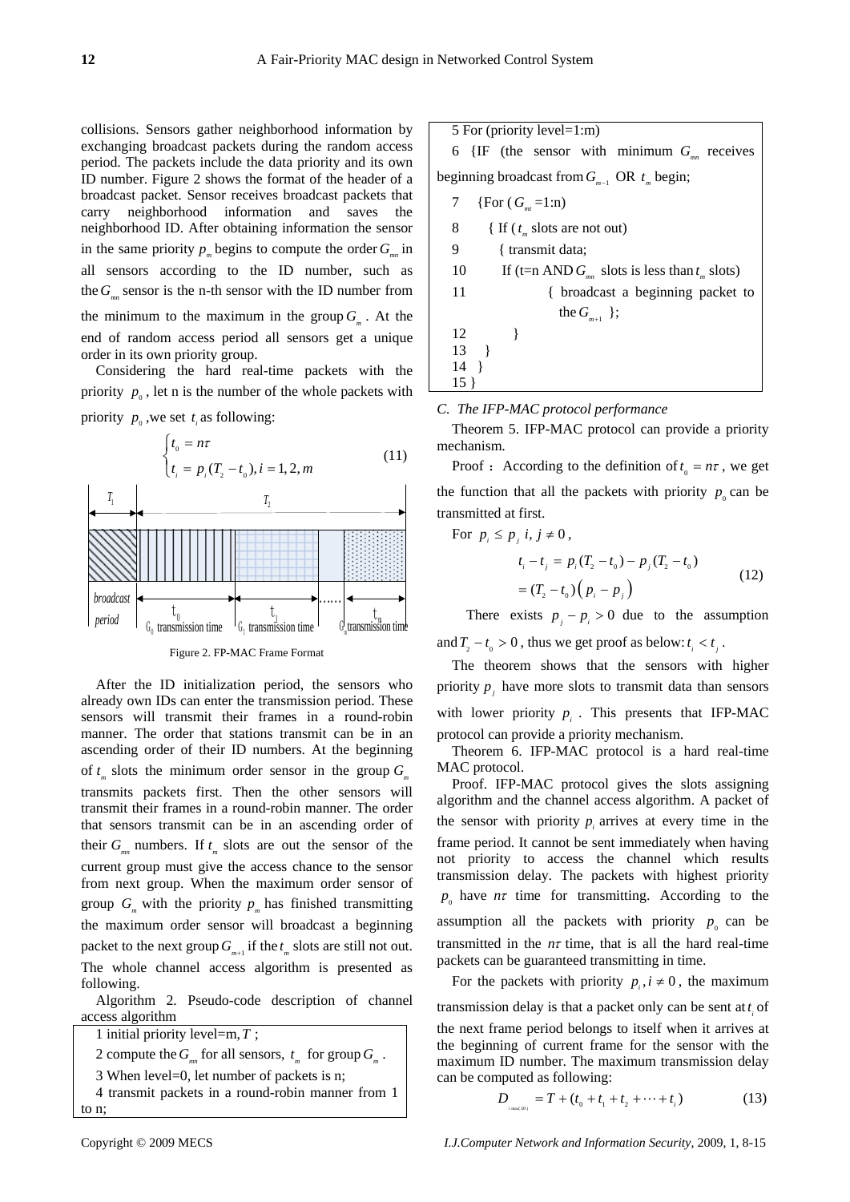collisions. Sensors gather neighborhood information by exchanging broadcast packets during the random access period. The packets include the data priority and its own ID number. Figure 2 shows the format of the header of a broadcast packet. Sensor receives broadcast packets that carry neighborhood information and saves the neighborhood ID. After obtaining information the sensor in the same priority $p_m$ begins to compute the order $G_{mn}$ in all sensors according to the ID number, such as the $G_{mn}$ sensor is the n-th sensor with the ID number from the minimum to the maximum in the group $G_m$. At the end of random access period all sensors get a unique order in its own priority group.

Considering the hard real-time packets with the priority $p_0$, let n is the number of the whole packets with priority $p_0$, we set $t_i$ as following:

$$\begin{cases} t_0 = n\tau \\ t_i = p_i(T_2 - t_0), i = 1, 2, m \end{cases} \tag{11}$$

Figure 2. FP-MAC Frame Format

After the ID initialization period, the sensors who already own IDs can enter the transmission period. These sensors will transmit their frames in a round-robin manner. The order that stations transmit can be in an ascending order of their ID numbers. At the beginning of $t_m$ slots the minimum order sensor in the group $G_m$ transmits packets first. Then the other sensors will transmit their frames in a round-robin manner. The order that sensors transmit can be in an ascending order of their $G_{mn}$ numbers. If $t_m$ slots are out the sensor of the current group must give the access chance to the sensor from next group. When the maximum order sensor of group $G_m$ with the priority $p_m$ has finished transmitting the maximum order sensor will broadcast a beginning packet to the next group $G_{m+1}$ if the $t_m$ slots are still not out. The whole channel access algorithm is presented as following.

Algorithm 2. Pseudo-code description of channel access algorithm

```
1 initial priority level=m, T ;
2 compute the G_mn for all sensors, t_m for group G_m .
3 When level=0, let number of packets is n;
4 transmit packets in a round-robin manner from 1 to n;
5 For (priority level=1:m)
6 {IF (the sensor with minimum G_mn receives beginning broadcast from G_{m-1} OR t_m begin;
7    {For ( G_mt =1:n)
8       { If ( t_m slots are not out)
9          { transmit data;
10         If (t=n AND G_mn slots is less than t_m slots)
11              { broadcast a beginning packet to the G_{m+1} };
12         }
13    }
14  }
15 }
```

## C. The IFP-MAC protocol performance

Theorem 5. IFP-MAC protocol can provide a priority mechanism.

Proof： According to the definition of $t_0 = n\tau$, we get the function that all the packets with priority $p_0$ can be transmitted at first.

For $p_i \le p_j \; i, j \ne 0$,

$$\begin{aligned} t_i - t_j &= p_i(T_2 - t_0) - p_j(T_2 - t_0) \\ &= (T_2 - t_0)\left(p_i - p_j\right) \end{aligned} \tag{12}$$

There exists $p_j - p_i > 0$ due to the assumption and $T_2 - t_0 > 0$, thus we get proof as below: $t_i < t_j$.

The theorem shows that the sensors with higher priority $p_j$ have more slots to transmit data than sensors with lower priority $p_i$. This presents that IFP-MAC protocol can provide a priority mechanism.

Theorem 6. IFP-MAC protocol is a hard real-time MAC protocol.

Proof. IFP-MAC protocol gives the slots assigning algorithm and the channel access algorithm. A packet of the sensor with priority $p_i$ arrives at every time in the frame period. It cannot be sent immediately when having not priority to access the channel which results transmission delay. The packets with highest priority $p_0$ have $n\tau$ time for transmitting. According to the assumption all the packets with priority $p_0$ can be transmitted in the $n\tau$ time, that is all the hard real-time packets can be guaranteed transmitting in time.

For the packets with priority $p_i, i \ne 0$, the maximum transmission delay is that a packet only can be sent at $t_i$ of the next frame period belongs to itself when it arrives at the beginning of current frame for the sensor with the maximum ID number. The maximum transmission delay can be computed as following:

$$D_{i\,\max(ID)} = T + (t_0 + t_1 + t_2 + \cdots + t_i) \tag{13}$$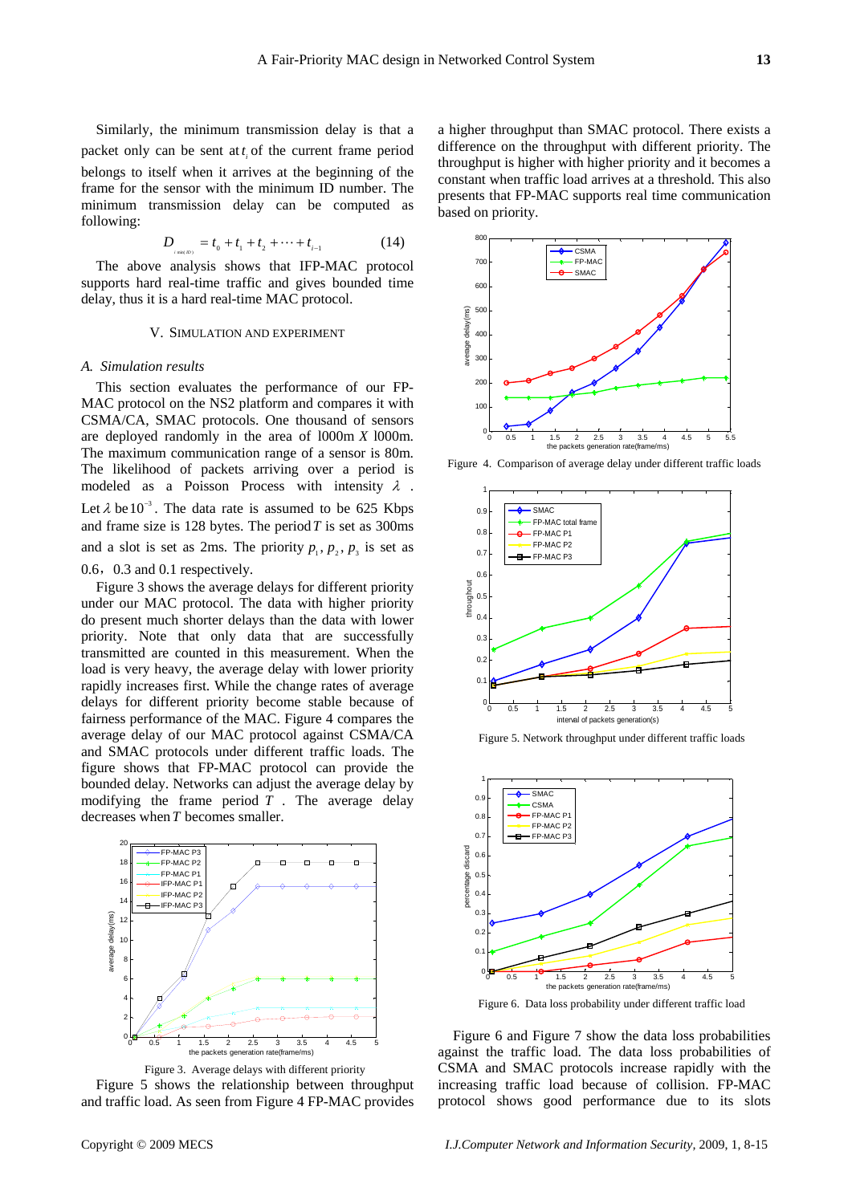Similarly, the minimum transmission delay is that a packet only can be sent at $t_i$ of the current frame period belongs to itself when it arrives at the beginning of the frame for the sensor with the minimum ID number. The minimum transmission delay can be computed as following:

$$D_{_{(\min(ID))}} = t_0 + t_1 + t_2 + \cdots + t_{i-1} \qquad (14)$$

The above analysis shows that IFP-MAC protocol supports hard real-time traffic and gives bounded time delay, thus it is a hard real-time MAC protocol.

## V. Simulation and Experiment

### A. Simulation results

This section evaluates the performance of our FP-MAC protocol on the NS2 platform and compares it with CSMA/CA, SMAC protocols. One thousand of sensors are deployed randomly in the area of l000m *X* l000m. The maximum communication range of a sensor is 80m. The likelihood of packets arriving over a period is modeled as a Poisson Process with intensity $\lambda$. Let $\lambda$ be $10^{-3}$. The data rate is assumed to be 625 Kbps and frame size is 128 bytes. The period $T$ is set as 300ms and a slot is set as 2ms. The priority $p_1$, $p_2$, $p_3$ is set as 0.6，0.3 and 0.1 respectively.

Figure 3 shows the average delays for different priority under our MAC protocol. The data with higher priority do present much shorter delays than the data with lower priority. Note that only data that are successfully transmitted are counted in this measurement. When the load is very heavy, the average delay with lower priority rapidly increases first. While the change rates of average delays for different priority become stable because of fairness performance of the MAC. Figure 4 compares the average delay of our MAC protocol against CSMA/CA and SMAC protocols under different traffic loads. The figure shows that FP-MAC protocol can provide the bounded delay. Networks can adjust the average delay by modifying the frame period $T$. The average delay decreases when $T$ becomes smaller.

Figure 3. Average delays with different priority

Figure 5 shows the relationship between throughput and traffic load. As seen from Figure 4 FP-MAC provides a higher throughput than SMAC protocol. There exists a difference on the throughput with different priority. The throughput is higher with higher priority and it becomes a constant when traffic load arrives at a threshold. This also presents that FP-MAC supports real time communication based on priority.

Figure 4. Comparison of average delay under different traffic loads

Figure 5. Network throughput under different traffic loads

Figure 6. Data loss probability under different traffic load

Figure 6 and Figure 7 show the data loss probabilities against the traffic load. The data loss probabilities of CSMA and SMAC protocols increase rapidly with the increasing traffic load because of collision. FP-MAC protocol shows good performance due to its slots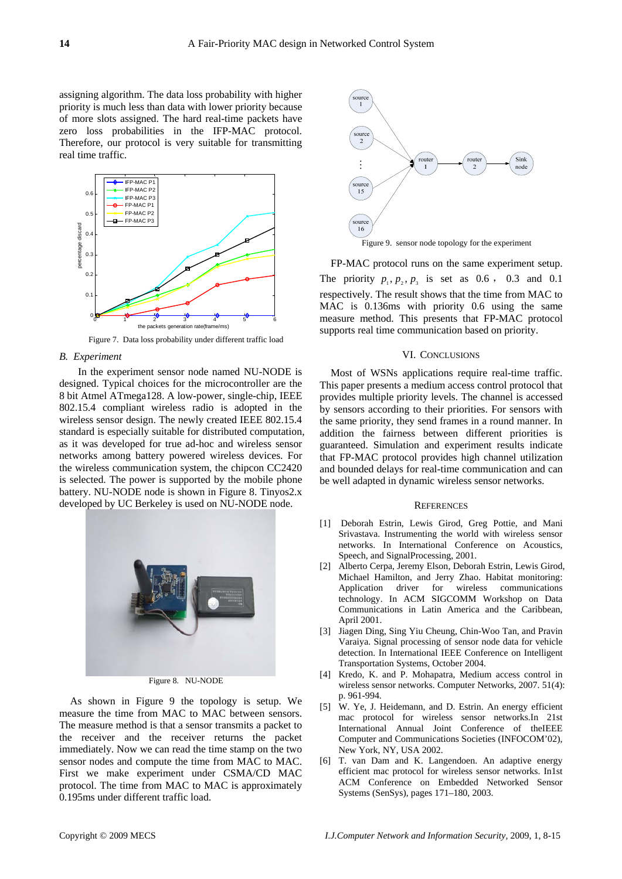assigning algorithm. The data loss probability with higher priority is much less than data with lower priority because of more slots assigned. The hard real-time packets have zero loss probabilities in the IFP-MAC protocol. Therefore, our protocol is very suitable for transmitting real time traffic.

Figure 7. Data loss probability under different traffic load

*B. Experiment*

In the experiment sensor node named NU-NODE is designed. Typical choices for the microcontroller are the 8 bit Atmel ATmega128. A low-power, single-chip, IEEE 802.15.4 compliant wireless radio is adopted in the wireless sensor design. The newly created IEEE 802.15.4 standard is especially suitable for distributed computation, as it was developed for true ad-hoc and wireless sensor networks among battery powered wireless devices. For the wireless communication system, the chipcon CC2420 is selected. The power is supported by the mobile phone battery. NU-NODE node is shown in Figure 8. Tinyos2.x developed by UC Berkeley is used on NU-NODE node.

Figure 8. NU-NODE

As shown in Figure 9 the topology is setup. We measure the time from MAC to MAC between sensors. The measure method is that a sensor transmits a packet to the receiver and the receiver returns the packet immediately. Now we can read the time stamp on the two sensor nodes and compute the time from MAC to MAC. First we make experiment under CSMA/CD MAC protocol. The time from MAC to MAC is approximately 0.195ms under different traffic load.

Figure 9. sensor node topology for the experiment

FP-MAC protocol runs on the same experiment setup. The priority $p_1, p_2, p_3$ is set as 0.6, 0.3 and 0.1 respectively. The result shows that the time from MAC to MAC is 0.136ms with priority 0.6 using the same measure method. This presents that FP-MAC protocol supports real time communication based on priority.

## VI. CONCLUSIONS

Most of WSNs applications require real-time traffic. This paper presents a medium access control protocol that provides multiple priority levels. The channel is accessed by sensors according to their priorities. For sensors with the same priority, they send frames in a round manner. In addition the fairness between different priorities is guaranteed. Simulation and experiment results indicate that FP-MAC protocol provides high channel utilization and bounded delays for real-time communication and can be well adapted in dynamic wireless sensor networks.

## REFERENCES

[1] Deborah Estrin, Lewis Girod, Greg Pottie, and Mani Srivastava. Instrumenting the world with wireless sensor networks. In International Conference on Acoustics, Speech, and SignalProcessing, 2001.

[2] Alberto Cerpa, Jeremy Elson, Deborah Estrin, Lewis Girod, Michael Hamilton, and Jerry Zhao. Habitat monitoring: Application driver for wireless communications technology. In ACM SIGCOMM Workshop on Data Communications in Latin America and the Caribbean, April 2001.

[3] Jiagen Ding, Sing Yiu Cheung, Chin-Woo Tan, and Pravin Varaiya. Signal processing of sensor node data for vehicle detection. In International IEEE Conference on Intelligent Transportation Systems, October 2004.

[4] Kredo, K. and P. Mohapatra, Medium access control in wireless sensor networks. Computer Networks, 2007. 51(4): p. 961-994.

[5] W. Ye, J. Heidemann, and D. Estrin. An energy efficient mac protocol for wireless sensor networks.In 21st International Annual Joint Conference of theIEEE Computer and Communications Societies (INFOCOM'02), New York, NY, USA 2002.

[6] T. van Dam and K. Langendoen. An adaptive energy efficient mac protocol for wireless sensor networks. In1st ACM Conference on Embedded Networked Sensor Systems (SenSys), pages 171–180, 2003.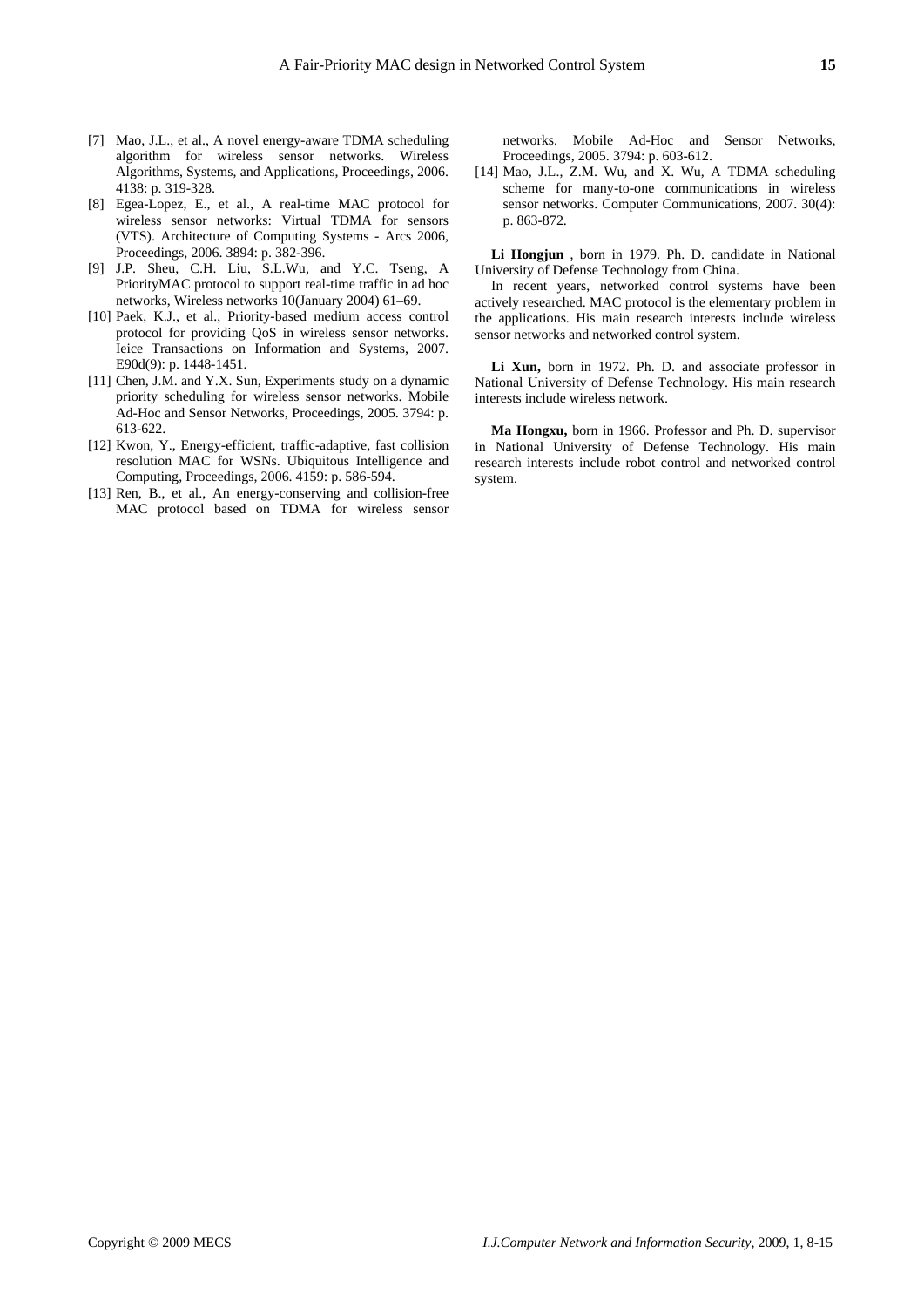[7] Mao, J.L., et al., A novel energy-aware TDMA scheduling algorithm for wireless sensor networks. Wireless Algorithms, Systems, and Applications, Proceedings, 2006. 4138: p. 319-328.

[8] Egea-Lopez, E., et al., A real-time MAC protocol for wireless sensor networks: Virtual TDMA for sensors (VTS). Architecture of Computing Systems - Arcs 2006, Proceedings, 2006. 3894: p. 382-396.

[9] J.P. Sheu, C.H. Liu, S.L.Wu, and Y.C. Tseng, A PriorityMAC protocol to support real-time traffic in ad hoc networks, Wireless networks 10(January 2004) 61–69.

[10] Paek, K.J., et al., Priority-based medium access control protocol for providing QoS in wireless sensor networks. Ieice Transactions on Information and Systems, 2007. E90d(9): p. 1448-1451.

[11] Chen, J.M. and Y.X. Sun, Experiments study on a dynamic priority scheduling for wireless sensor networks. Mobile Ad-Hoc and Sensor Networks, Proceedings, 2005. 3794: p. 613-622.

[12] Kwon, Y., Energy-efficient, traffic-adaptive, fast collision resolution MAC for WSNs. Ubiquitous Intelligence and Computing, Proceedings, 2006. 4159: p. 586-594.

[13] Ren, B., et al., An energy-conserving and collision-free MAC protocol based on TDMA for wireless sensor networks. Mobile Ad-Hoc and Sensor Networks, Proceedings, 2005. 3794: p. 603-612.

[14] Mao, J.L., Z.M. Wu, and X. Wu, A TDMA scheduling scheme for many-to-one communications in wireless sensor networks. Computer Communications, 2007. 30(4): p. 863-872.

**Li Hongjun** , born in 1979. Ph. D. candidate in National University of Defense Technology from China.

In recent years, networked control systems have been actively researched. MAC protocol is the elementary problem in the applications. His main research interests include wireless sensor networks and networked control system.

**Li Xun,** born in 1972. Ph. D. and associate professor in National University of Defense Technology. His main research interests include wireless network.

**Ma Hongxu,** born in 1966. Professor and Ph. D. supervisor in National University of Defense Technology. His main research interests include robot control and networked control system.